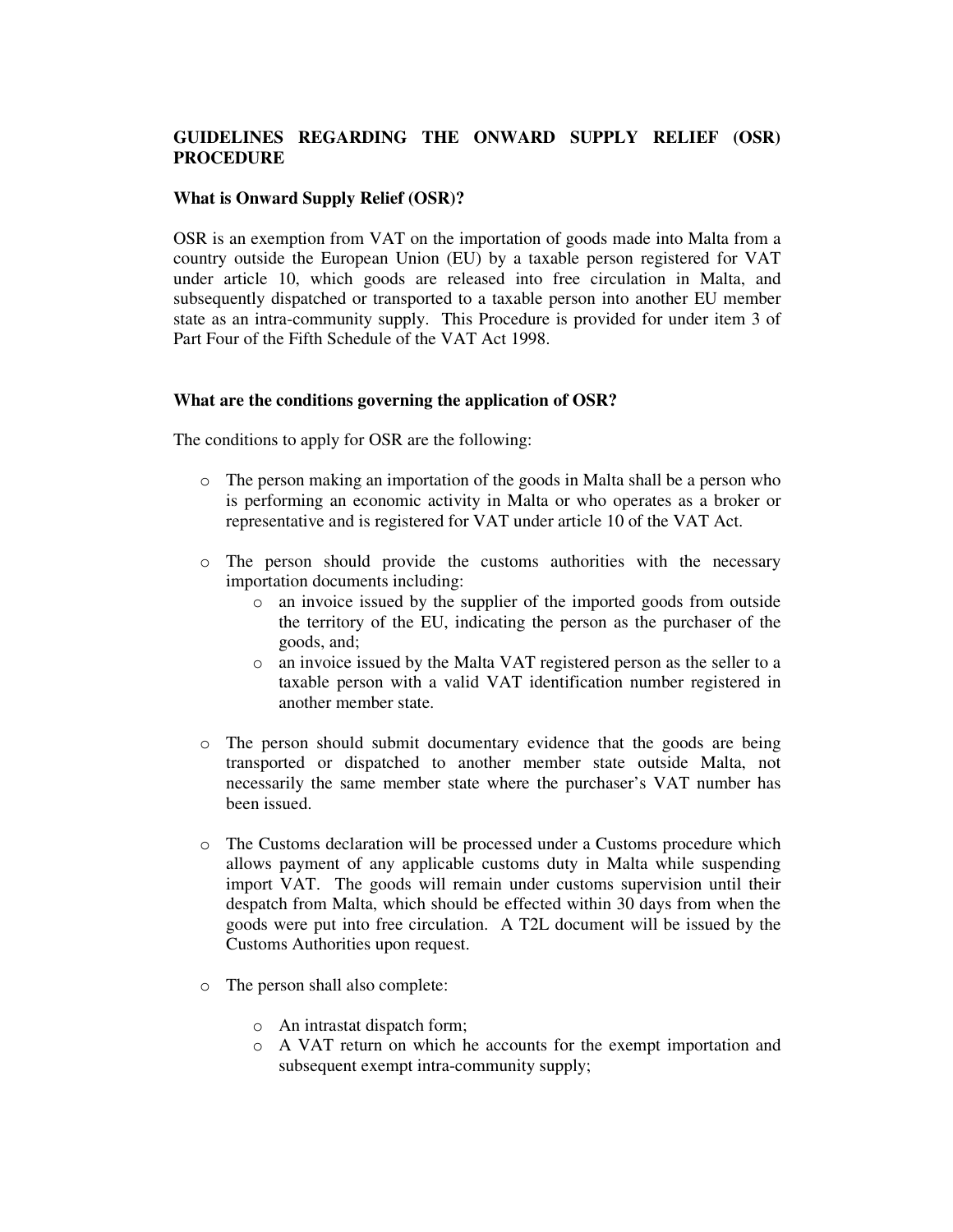## GUIDELINES REGARDING THE ONWARD SUPPLY RELIEF (OSR) PROCEDURE

### What is Onward Supply Relief (OSR)?

OSR is an exemption from VAT on the importation of goods made into Malta from a country outside the European Union (EU) by a taxable person registered for VAT under article 10, which goods are released into free circulation in Malta, and subsequently dispatched or transported to a taxable person into another EU member state as an intra-community supply. This Procedure is provided for under item 3 of Part Four of the Fifth Schedule of the VAT Act 1998.

### What are the conditions governing the application of OSR?

The conditions to apply for OSR are the following:

- The person making an importation of the goods in Malta shall be a person who is performing an economic activity in Malta or who operates as a broker or representative and is registered for VAT under article 10 of the VAT Act.
- The person should provide the customs authorities with the necessary importation documents including:
  - an invoice issued by the supplier of the imported goods from outside the territory of the EU, indicating the person as the purchaser of the goods, and;
  - an invoice issued by the Malta VAT registered person as the seller to a taxable person with a valid VAT identification number registered in another member state.
- The person should submit documentary evidence that the goods are being transported or dispatched to another member state outside Malta, not necessarily the same member state where the purchaser's VAT number has been issued.
- The Customs declaration will be processed under a Customs procedure which allows payment of any applicable customs duty in Malta while suspending import VAT. The goods will remain under customs supervision until their despatch from Malta, which should be effected within 30 days from when the goods were put into free circulation. A T2L document will be issued by the Customs Authorities upon request.
- The person shall also complete:
  - An intrastat dispatch form;
  - A VAT return on which he accounts for the exempt importation and subsequent exempt intra-community supply;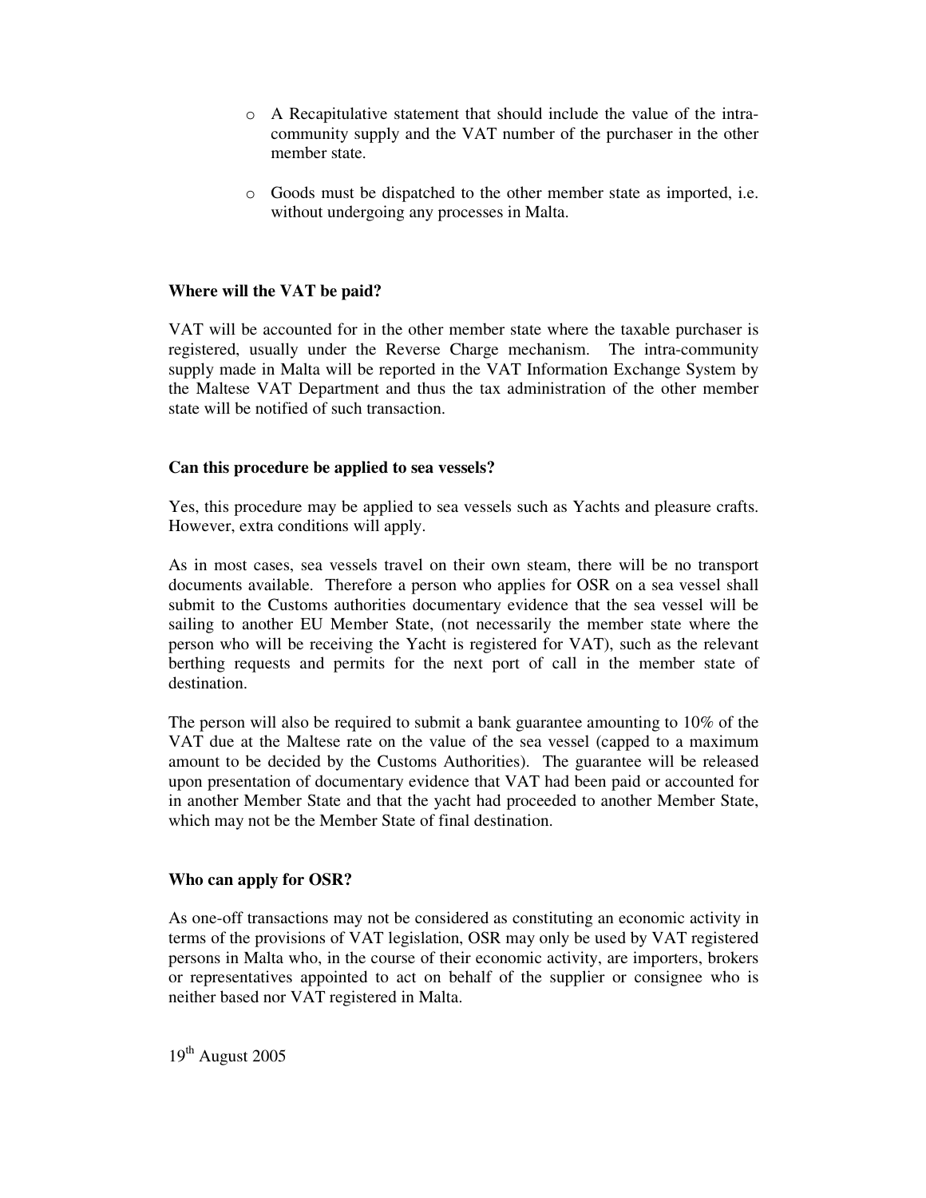- A Recapitulative statement that should include the value of the intra-community supply and the VAT number of the purchaser in the other member state.
- Goods must be dispatched to the other member state as imported, i.e. without undergoing any processes in Malta.

**Where will the VAT be paid?**

VAT will be accounted for in the other member state where the taxable purchaser is registered, usually under the Reverse Charge mechanism. The intra-community supply made in Malta will be reported in the VAT Information Exchange System by the Maltese VAT Department and thus the tax administration of the other member state will be notified of such transaction.

**Can this procedure be applied to sea vessels?**

Yes, this procedure may be applied to sea vessels such as Yachts and pleasure crafts. However, extra conditions will apply.

As in most cases, sea vessels travel on their own steam, there will be no transport documents available. Therefore a person who applies for OSR on a sea vessel shall submit to the Customs authorities documentary evidence that the sea vessel will be sailing to another EU Member State, (not necessarily the member state where the person who will be receiving the Yacht is registered for VAT), such as the relevant berthing requests and permits for the next port of call in the member state of destination.

The person will also be required to submit a bank guarantee amounting to 10% of the VAT due at the Maltese rate on the value of the sea vessel (capped to a maximum amount to be decided by the Customs Authorities). The guarantee will be released upon presentation of documentary evidence that VAT had been paid or accounted for in another Member State and that the yacht had proceeded to another Member State, which may not be the Member State of final destination.

**Who can apply for OSR?**

As one-off transactions may not be considered as constituting an economic activity in terms of the provisions of VAT legislation, OSR may only be used by VAT registered persons in Malta who, in the course of their economic activity, are importers, brokers or representatives appointed to act on behalf of the supplier or consignee who is neither based nor VAT registered in Malta.

19th August 2005